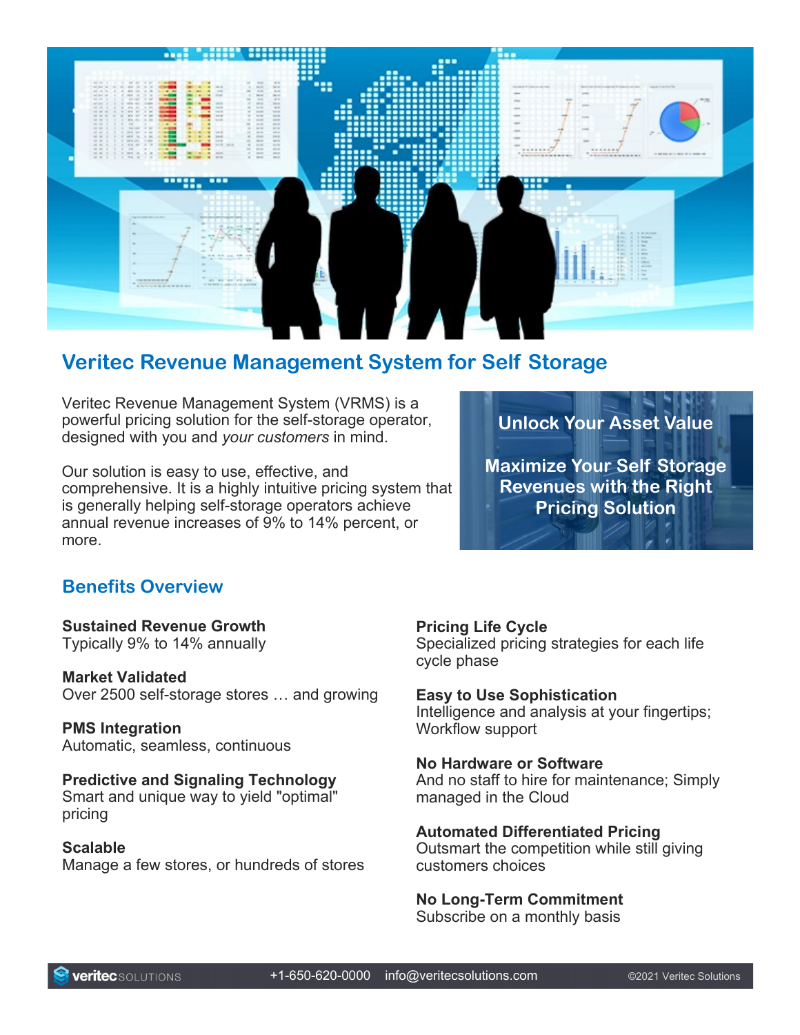# Veritec Revenue Management System for Self Storage

Veritec Revenue Management System (VRMS) is a powerful pricing solution for the self-storage operator, designed with you and *your customers* in mind.

Our solution is easy to use, effective, and comprehensive. It is a highly intuitive pricing system that is generally helping self-storage operators achieve annual revenue increases of 9% to 14% percent, or more.

**Unlock Your Asset Value**

**Maximize Your Self Storage Revenues with the Right Pricing Solution**

## Benefits Overview

**Sustained Revenue Growth**
Typically 9% to 14% annually

**Market Validated**
Over 2500 self-storage stores … and growing

**PMS Integration**
Automatic, seamless, continuous

**Predictive and Signaling Technology**
Smart and unique way to yield "optimal" pricing

**Scalable**
Manage a few stores, or hundreds of stores

**Pricing Life Cycle**
Specialized pricing strategies for each life cycle phase

**Easy to Use Sophistication**
Intelligence and analysis at your fingertips; Workflow support

**No Hardware or Software**
And no staff to hire for maintenance; Simply managed in the Cloud

**Automated Differentiated Pricing**
Outsmart the competition while still giving customers choices

**No Long-Term Commitment**
Subscribe on a monthly basis

veritec SOLUTIONS +1-650-620-0000 info@veritecsolutions.com ©2021 Veritec Solutions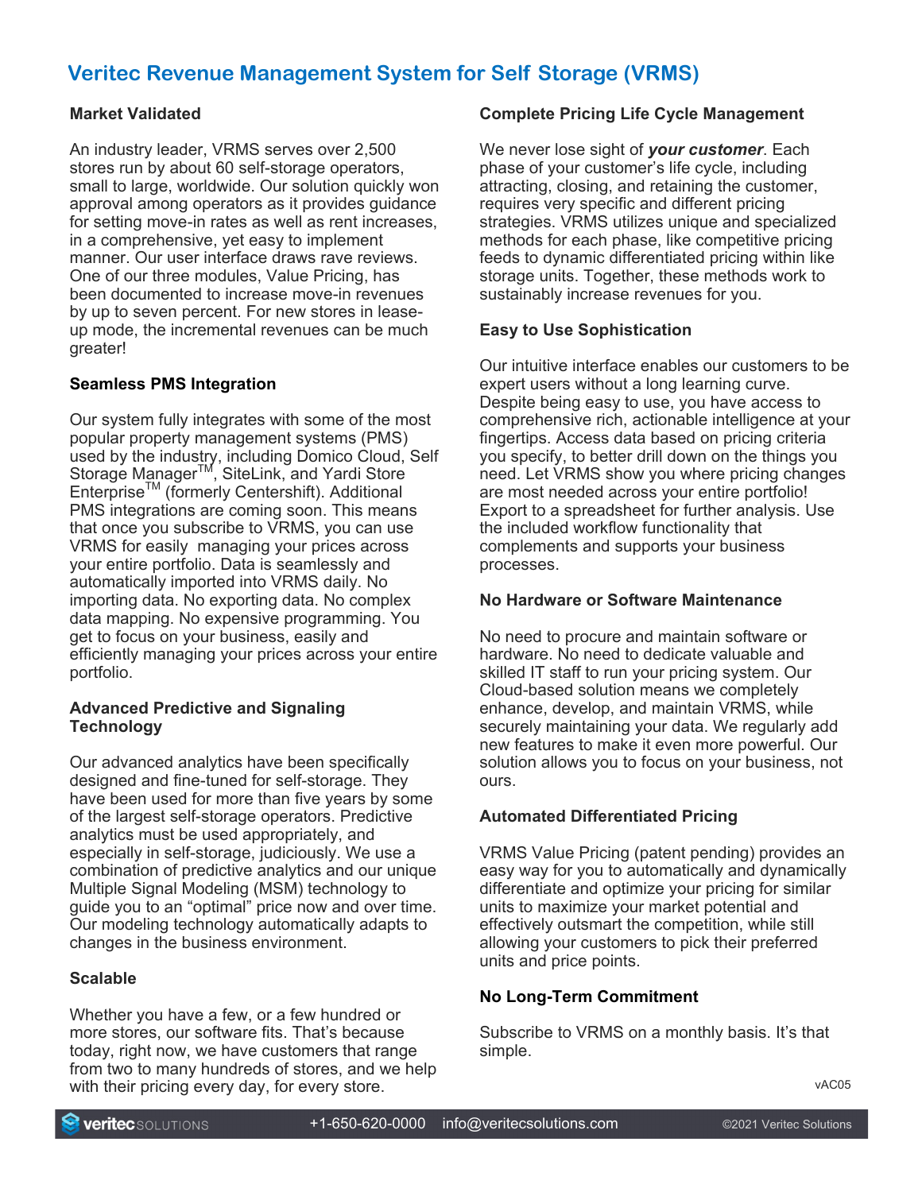# Veritec Revenue Management System for Self Storage (VRMS)

## Market Validated

An industry leader, VRMS serves over 2,500 stores run by about 60 self-storage operators, small to large, worldwide. Our solution quickly won approval among operators as it provides guidance for setting move-in rates as well as rent increases, in a comprehensive, yet easy to implement manner. Our user interface draws rave reviews. One of our three modules, Value Pricing, has been documented to increase move-in revenues by up to seven percent. For new stores in lease-up mode, the incremental revenues can be much greater!

## Seamless PMS Integration

Our system fully integrates with some of the most popular property management systems (PMS) used by the industry, including Domico Cloud, Self Storage Manager™, SiteLink, and Yardi Store Enterprise™ (formerly Centershift). Additional PMS integrations are coming soon. This means that once you subscribe to VRMS, you can use VRMS for easily managing your prices across your entire portfolio. Data is seamlessly and automatically imported into VRMS daily. No importing data. No exporting data. No complex data mapping. No expensive programming. You get to focus on your business, easily and efficiently managing your prices across your entire portfolio.

## Advanced Predictive and Signaling Technology

Our advanced analytics have been specifically designed and fine-tuned for self-storage. They have been used for more than five years by some of the largest self-storage operators. Predictive analytics must be used appropriately, and especially in self-storage, judiciously. We use a combination of predictive analytics and our unique Multiple Signal Modeling (MSM) technology to guide you to an "optimal" price now and over time. Our modeling technology automatically adapts to changes in the business environment.

## Scalable

Whether you have a few, or a few hundred or more stores, our software fits. That's because today, right now, we have customers that range from two to many hundreds of stores, and we help with their pricing every day, for every store.

## Complete Pricing Life Cycle Management

We never lose sight of ***your customer***. Each phase of your customer's life cycle, including attracting, closing, and retaining the customer, requires very specific and different pricing strategies. VRMS utilizes unique and specialized methods for each phase, like competitive pricing feeds to dynamic differentiated pricing within like storage units. Together, these methods work to sustainably increase revenues for you.

## Easy to Use Sophistication

Our intuitive interface enables our customers to be expert users without a long learning curve. Despite being easy to use, you have access to comprehensive rich, actionable intelligence at your fingertips. Access data based on pricing criteria you specify, to better drill down on the things you need. Let VRMS show you where pricing changes are most needed across your entire portfolio! Export to a spreadsheet for further analysis. Use the included workflow functionality that complements and supports your business processes.

## No Hardware or Software Maintenance

No need to procure and maintain software or hardware. No need to dedicate valuable and skilled IT staff to run your pricing system. Our Cloud-based solution means we completely enhance, develop, and maintain VRMS, while securely maintaining your data. We regularly add new features to make it even more powerful. Our solution allows you to focus on your business, not ours.

## Automated Differentiated Pricing

VRMS Value Pricing (patent pending) provides an easy way for you to automatically and dynamically differentiate and optimize your pricing for similar units to maximize your market potential and effectively outsmart the competition, while still allowing your customers to pick their preferred units and price points.

## No Long-Term Commitment

Subscribe to VRMS on a monthly basis. It's that simple.

vAC05

veritec SOLUTIONS +1-650-620-0000 info@veritecsolutions.com ©2021 Veritec Solutions